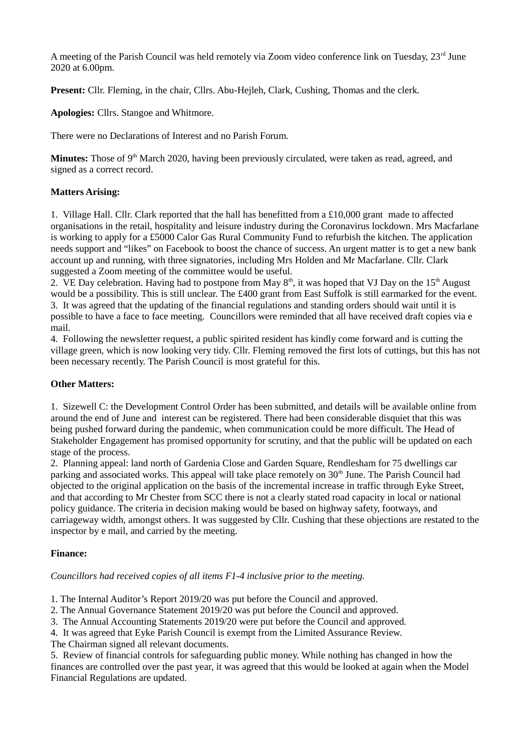A meeting of the Parish Council was held remotely via Zoom video conference link on Tuesday, 23rd June 2020 at 6.00pm.

**Present:** Cllr. Fleming, in the chair, Cllrs. Abu-Hejleh, Clark, Cushing, Thomas and the clerk.

**Apologies:** Cllrs. Stangoe and Whitmore.

There were no Declarations of Interest and no Parish Forum.

**Minutes:** Those of 9th March 2020, having been previously circulated, were taken as read, agreed, and signed as a correct record.

**Matters Arising:**

1. Village Hall. Cllr. Clark reported that the hall has benefitted from a £10,000 grant made to affected organisations in the retail, hospitality and leisure industry during the Coronavirus lockdown. Mrs Macfarlane is working to apply for a £5000 Calor Gas Rural Community Fund to refurbish the kitchen. The application needs support and "likes" on Facebook to boost the chance of success. An urgent matter is to get a new bank account up and running, with three signatories, including Mrs Holden and Mr Macfarlane. Cllr. Clark suggested a Zoom meeting of the committee would be useful.
2. VE Day celebration. Having had to postpone from May 8th, it was hoped that VJ Day on the 15th August would be a possibility. This is still unclear. The £400 grant from East Suffolk is still earmarked for the event.
3. It was agreed that the updating of the financial regulations and standing orders should wait until it is possible to have a face to face meeting. Councillors were reminded that all have received draft copies via e mail.
4. Following the newsletter request, a public spirited resident has kindly come forward and is cutting the village green, which is now looking very tidy. Cllr. Fleming removed the first lots of cuttings, but this has not been necessary recently. The Parish Council is most grateful for this.

**Other Matters:**

1. Sizewell C: the Development Control Order has been submitted, and details will be available online from around the end of June and interest can be registered. There had been considerable disquiet that this was being pushed forward during the pandemic, when communication could be more difficult. The Head of Stakeholder Engagement has promised opportunity for scrutiny, and that the public will be updated on each stage of the process.
2. Planning appeal: land north of Gardenia Close and Garden Square, Rendlesham for 75 dwellings car parking and associated works. This appeal will take place remotely on 30th June. The Parish Council had objected to the original application on the basis of the incremental increase in traffic through Eyke Street, and that according to Mr Chester from SCC there is not a clearly stated road capacity in local or national policy guidance. The criteria in decision making would be based on highway safety, footways, and carriageway width, amongst others. It was suggested by Cllr. Cushing that these objections are restated to the inspector by e mail, and carried by the meeting.

**Finance:**

*Councillors had received copies of all items F1-4 inclusive prior to the meeting.*

1. The Internal Auditor's Report 2019/20 was put before the Council and approved.
2. The Annual Governance Statement 2019/20 was put before the Council and approved.
3. The Annual Accounting Statements 2019/20 were put before the Council and approved.
4. It was agreed that Eyke Parish Council is exempt from the Limited Assurance Review.

The Chairman signed all relevant documents.

5. Review of financial controls for safeguarding public money. While nothing has changed in how the finances are controlled over the past year, it was agreed that this would be looked at again when the Model Financial Regulations are updated.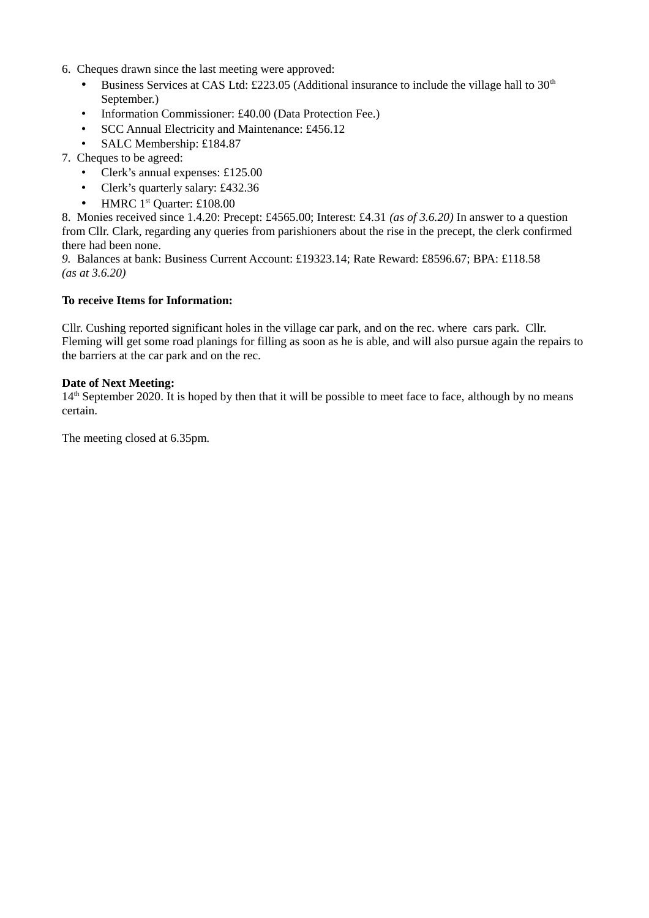6. Cheques drawn since the last meeting were approved:
   - Business Services at CAS Ltd: £223.05 (Additional insurance to include the village hall to 30th September.)
   - Information Commissioner: £40.00 (Data Protection Fee.)
   - SCC Annual Electricity and Maintenance: £456.12
   - SALC Membership: £184.87
7. Cheques to be agreed:
   - Clerk's annual expenses: £125.00
   - Clerk's quarterly salary: £432.36
   - HMRC 1st Quarter: £108.00

8. Monies received since 1.4.20: Precept: £4565.00; Interest: £4.31 *(as of 3.6.20)* In answer to a question from Cllr. Clark, regarding any queries from parishioners about the rise in the precept, the clerk confirmed there had been none.

*9.* Balances at bank: Business Current Account: £19323.14; Rate Reward: £8596.67; BPA: £118.58 *(as at 3.6.20)*

**To receive Items for Information:**

Cllr. Cushing reported significant holes in the village car park, and on the rec. where cars park. Cllr. Fleming will get some road planings for filling as soon as he is able, and will also pursue again the repairs to the barriers at the car park and on the rec.

**Date of Next Meeting:**
14th September 2020. It is hoped by then that it will be possible to meet face to face, although by no means certain.

The meeting closed at 6.35pm.